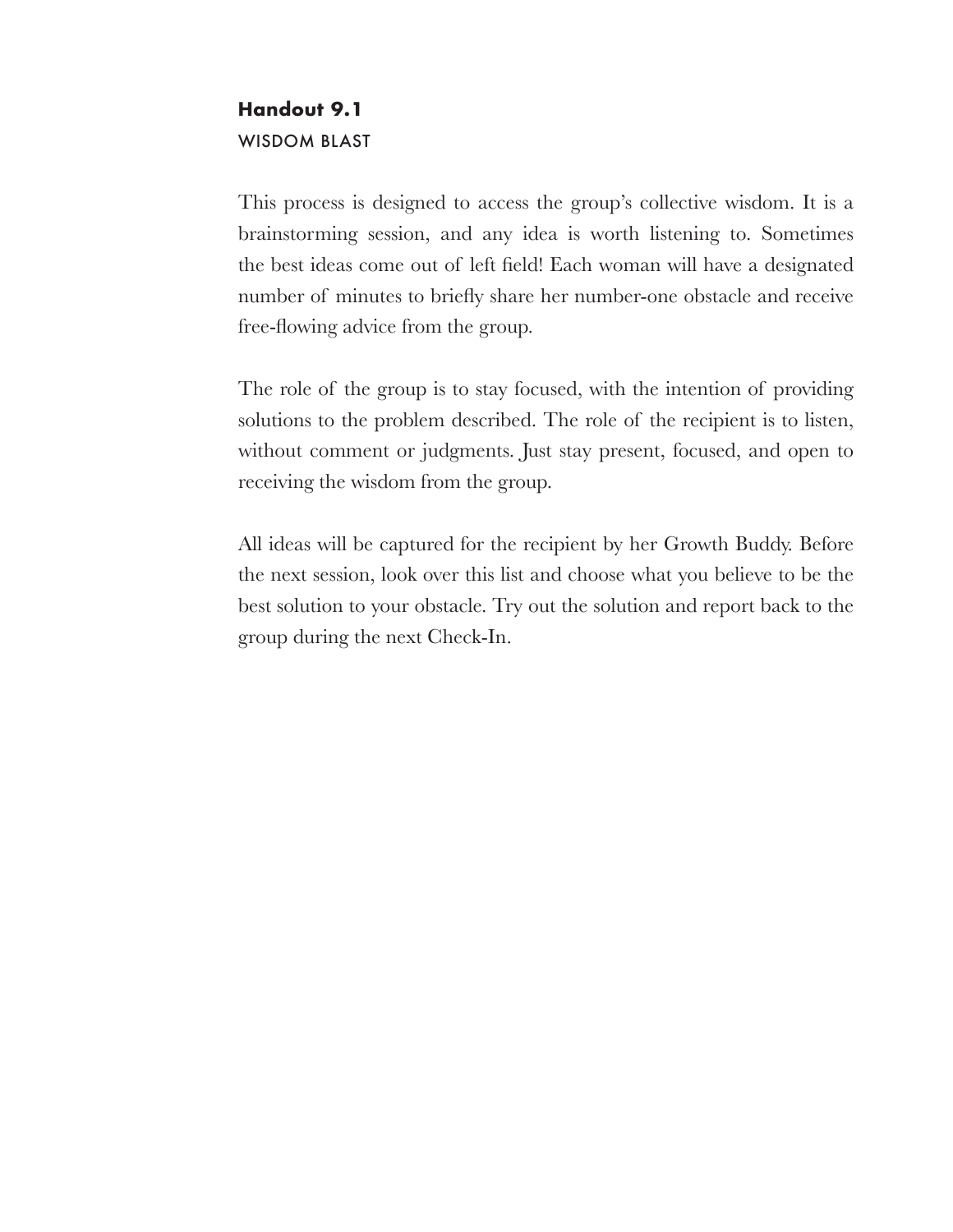## Handout 9.1

WISDOM BLAST

This process is designed to access the group's collective wisdom. It is a brainstorming session, and any idea is worth listening to. Sometimes the best ideas come out of left field! Each woman will have a designated number of minutes to briefly share her number-one obstacle and receive free-flowing advice from the group.

The role of the group is to stay focused, with the intention of providing solutions to the problem described. The role of the recipient is to listen, without comment or judgments. Just stay present, focused, and open to receiving the wisdom from the group.

All ideas will be captured for the recipient by her Growth Buddy. Before the next session, look over this list and choose what you believe to be the best solution to your obstacle. Try out the solution and report back to the group during the next Check-In.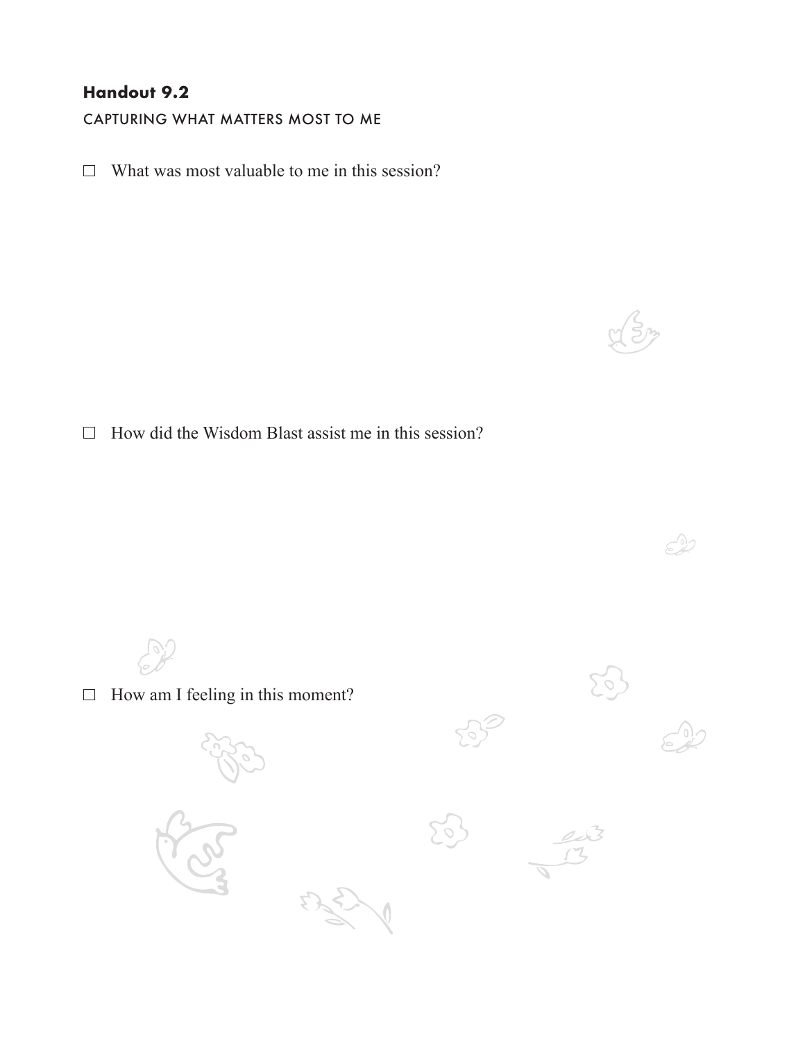**Handout 9.2**

CAPTURING WHAT MATTERS MOST TO ME

- ☐ What was most valuable to me in this session?

- ☐ How did the Wisdom Blast assist me in this session?

- ☐ How am I feeling in this moment?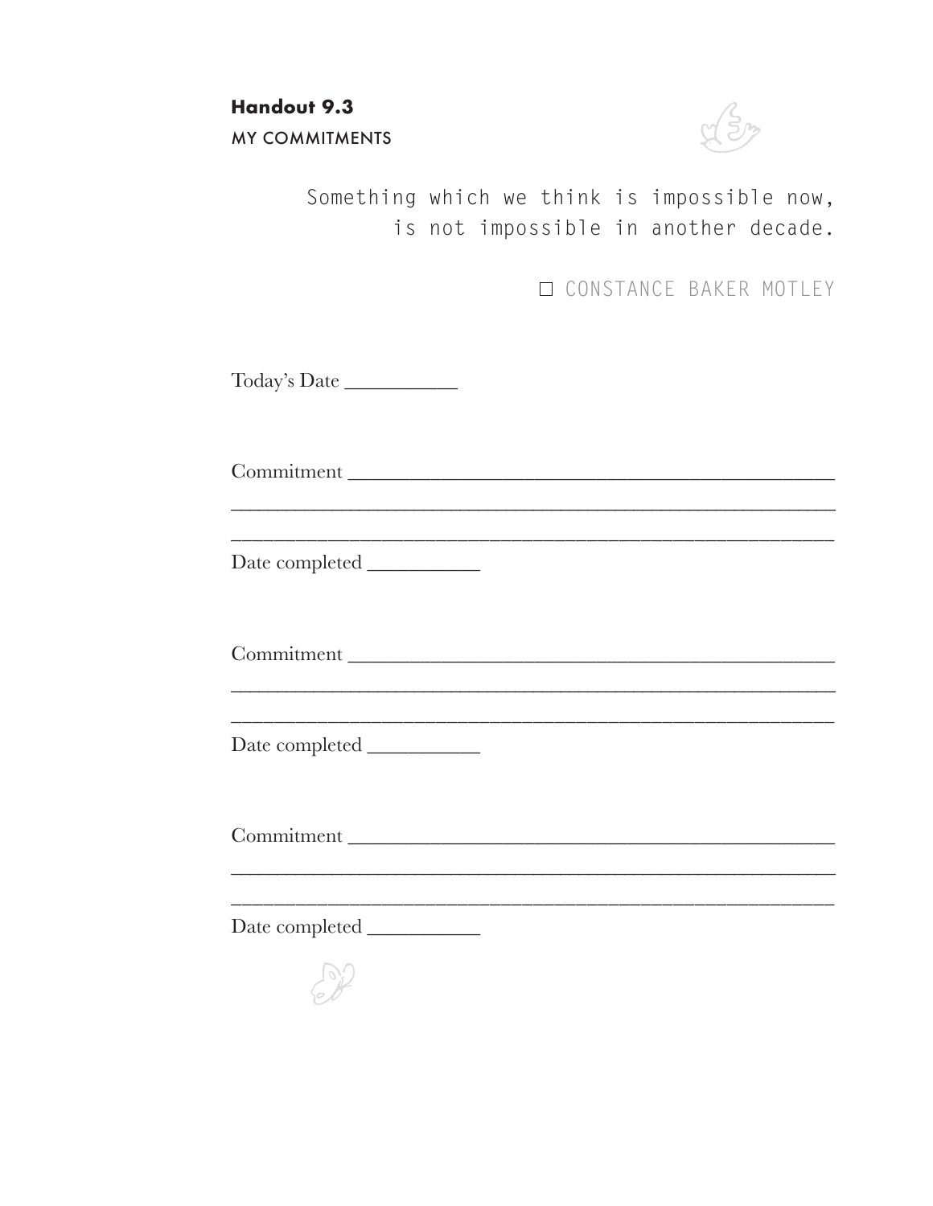**Handout 9.3**

MY COMMITMENTS

> Something which we think is impossible now,
> is not impossible in another decade.
>
> ☐ CONSTANCE BAKER MOTLEY

Today's Date ___________

Commitment _______________________________________________

_________________________________________________________

_________________________________________________________

Date completed ___________

Commitment _______________________________________________

_________________________________________________________

_________________________________________________________

Date completed ___________

Commitment _______________________________________________

_________________________________________________________

_________________________________________________________

Date completed ___________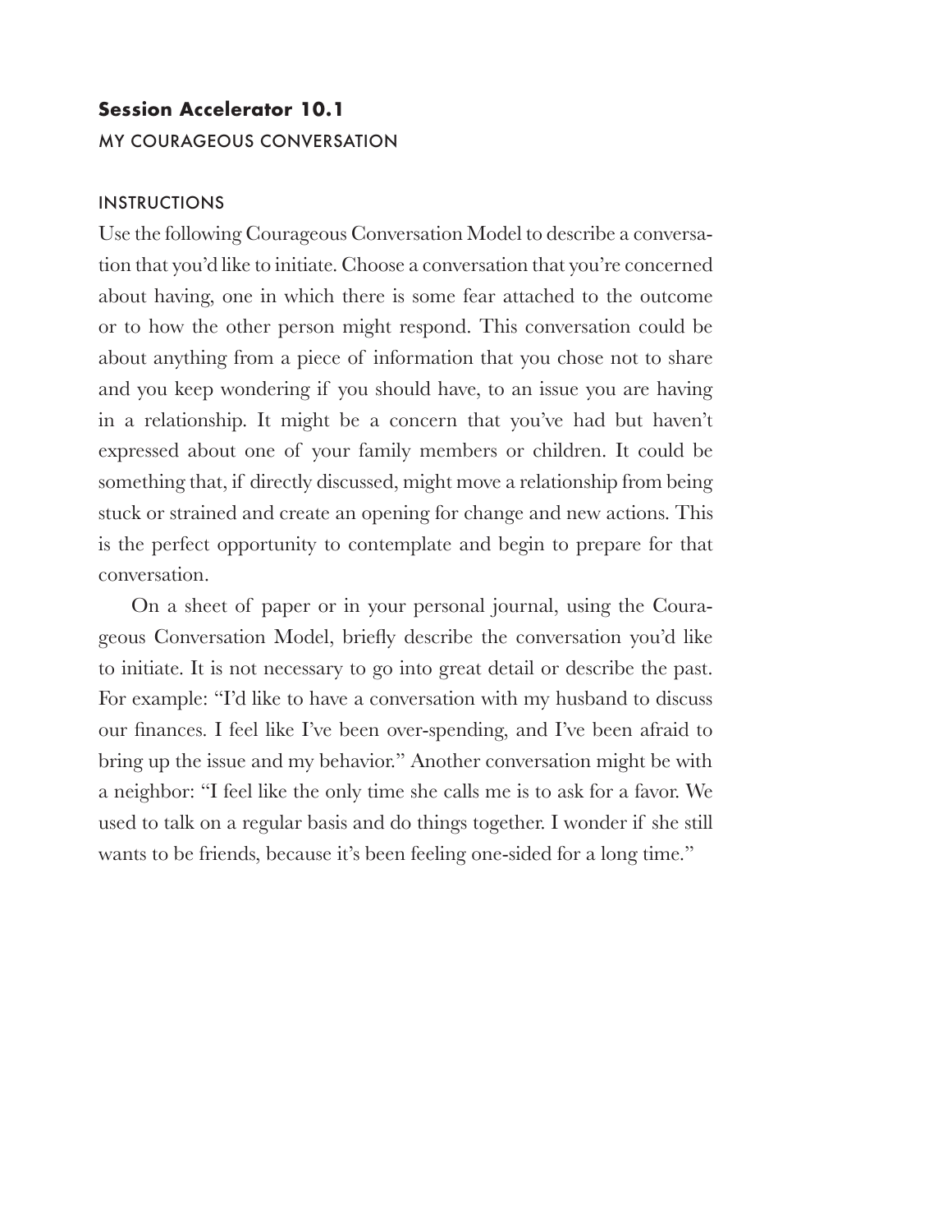## **Session Accelerator 10.1**

MY COURAGEOUS CONVERSATION

### INSTRUCTIONS

Use the following Courageous Conversation Model to describe a conversation that you'd like to initiate. Choose a conversation that you're concerned about having, one in which there is some fear attached to the outcome or to how the other person might respond. This conversation could be about anything from a piece of information that you chose not to share and you keep wondering if you should have, to an issue you are having in a relationship. It might be a concern that you've had but haven't expressed about one of your family members or children. It could be something that, if directly discussed, might move a relationship from being stuck or strained and create an opening for change and new actions. This is the perfect opportunity to contemplate and begin to prepare for that conversation.

On a sheet of paper or in your personal journal, using the Courageous Conversation Model, briefly describe the conversation you'd like to initiate. It is not necessary to go into great detail or describe the past. For example: "I'd like to have a conversation with my husband to discuss our finances. I feel like I've been over-spending, and I've been afraid to bring up the issue and my behavior." Another conversation might be with a neighbor: "I feel like the only time she calls me is to ask for a favor. We used to talk on a regular basis and do things together. I wonder if she still wants to be friends, because it's been feeling one-sided for a long time."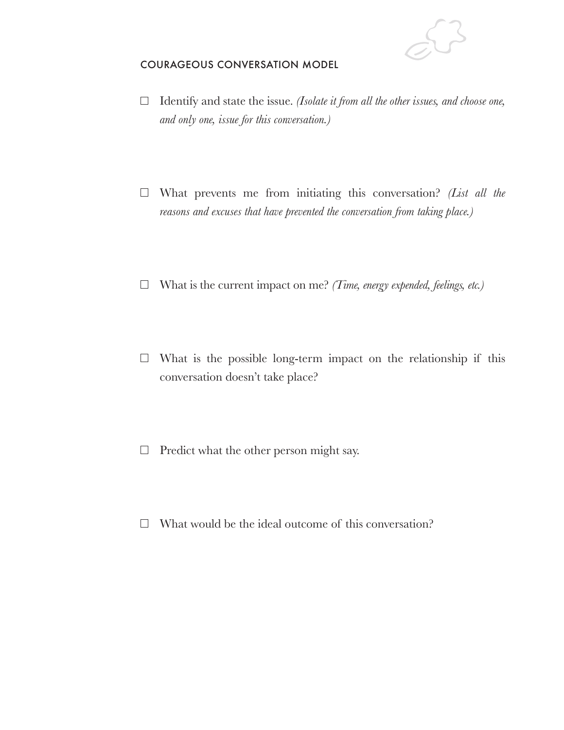## COURAGEOUS CONVERSATION MODEL

- ☐ Identify and state the issue. *(Isolate it from all the other issues, and choose one, and only one, issue for this conversation.)*

- ☐ What prevents me from initiating this conversation? *(List all the reasons and excuses that have prevented the conversation from taking place.)*

- ☐ What is the current impact on me? *(Time, energy expended, feelings, etc.)*

- ☐ What is the possible long-term impact on the relationship if this conversation doesn't take place?

- ☐ Predict what the other person might say.

- ☐ What would be the ideal outcome of this conversation?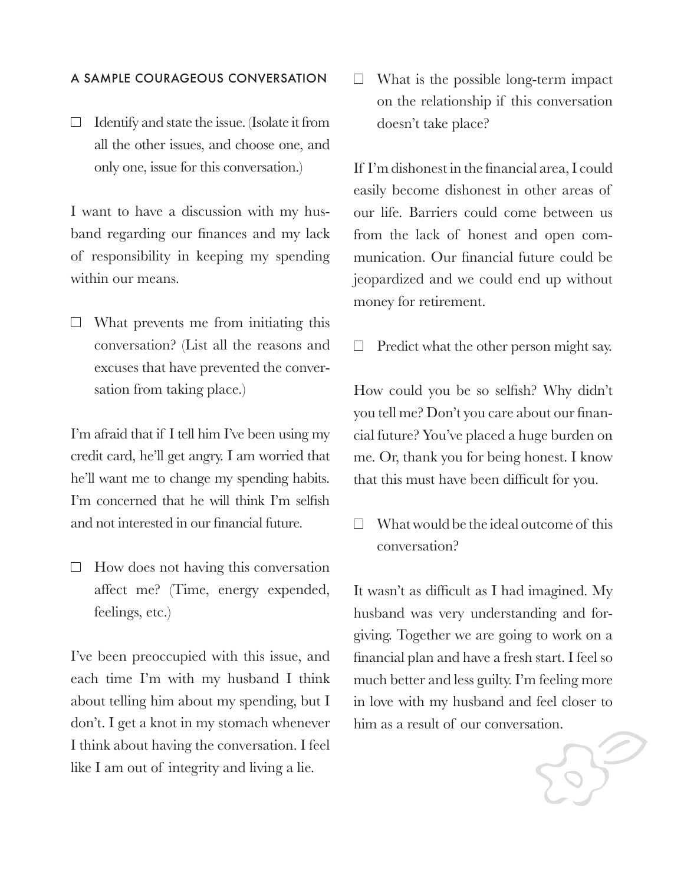## A SAMPLE COURAGEOUS CONVERSATION

- [ ] Identify and state the issue. (Isolate it from all the other issues, and choose one, and only one, issue for this conversation.)

I want to have a discussion with my husband regarding our finances and my lack of responsibility in keeping my spending within our means.

- [ ] What prevents me from initiating this conversation? (List all the reasons and excuses that have prevented the conversation from taking place.)

I'm afraid that if I tell him I've been using my credit card, he'll get angry. I am worried that he'll want me to change my spending habits. I'm concerned that he will think I'm selfish and not interested in our financial future.

- [ ] How does not having this conversation affect me? (Time, energy expended, feelings, etc.)

I've been preoccupied with this issue, and each time I'm with my husband I think about telling him about my spending, but I don't. I get a knot in my stomach whenever I think about having the conversation. I feel like I am out of integrity and living a lie.

- [ ] What is the possible long-term impact on the relationship if this conversation doesn't take place?

If I'm dishonest in the financial area, I could easily become dishonest in other areas of our life. Barriers could come between us from the lack of honest and open communication. Our financial future could be jeopardized and we could end up without money for retirement.

- [ ] Predict what the other person might say.

How could you be so selfish? Why didn't you tell me? Don't you care about our financial future? You've placed a huge burden on me. Or, thank you for being honest. I know that this must have been difficult for you.

- [ ] What would be the ideal outcome of this conversation?

It wasn't as difficult as I had imagined. My husband was very understanding and forgiving. Together we are going to work on a financial plan and have a fresh start. I feel so much better and less guilty. I'm feeling more in love with my husband and feel closer to him as a result of our conversation.